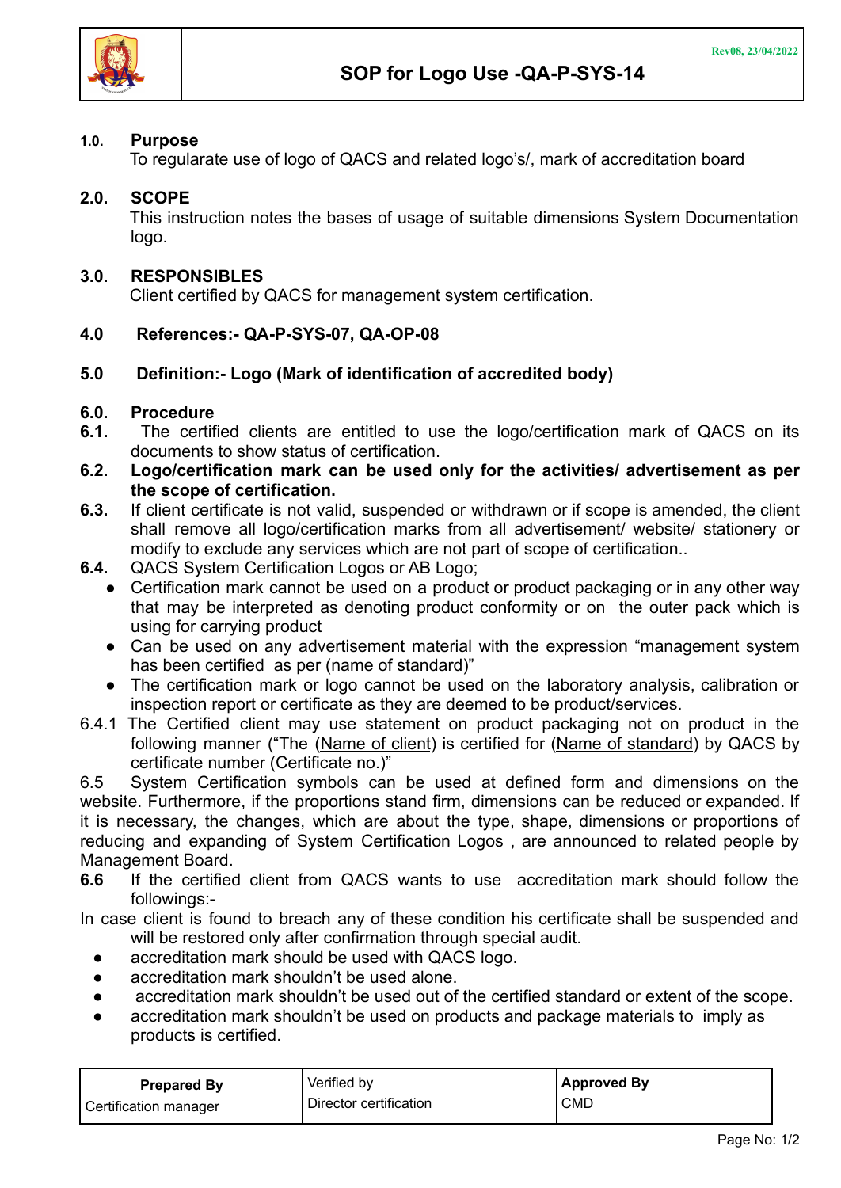# SOP for Logo Use -QA-P-SYS-14

Rev08, 23/04/2022

## 1.0. Purpose

To regularate use of logo of QACS and related logo's/, mark of accreditation board

## 2.0. SCOPE

This instruction notes the bases of usage of suitable dimensions System Documentation logo.

## 3.0. RESPONSIBLES

Client certified by QACS for management system certification.

## 4.0 References:- QA-P-SYS-07, QA-OP-08

## 5.0 Definition:- Logo (Mark of identification of accredited body)

## 6.0. Procedure

**6.1.** The certified clients are entitled to use the logo/certification mark of QACS on its documents to show status of certification.

**6.2. Logo/certification mark can be used only for the activities/ advertisement as per the scope of certification.**

**6.3.** If client certificate is not valid, suspended or withdrawn or if scope is amended, the client shall remove all logo/certification marks from all advertisement/ website/ stationery or modify to exclude any services which are not part of scope of certification..

**6.4.** QACS System Certification Logos or AB Logo;

- Certification mark cannot be used on a product or product packaging or in any other way that may be interpreted as denoting product conformity or on the outer pack which is using for carrying product
- Can be used on any advertisement material with the expression "management system has been certified as per (name of standard)"
- The certification mark or logo cannot be used on the laboratory analysis, calibration or inspection report or certificate as they are deemed to be product/services.

6.4.1 The Certified client may use statement on product packaging not on product in the following manner ("The (Name of client) is certified for (Name of standard) by QACS by certificate number (Certificate no.)"

6.5 System Certification symbols can be used at defined form and dimensions on the website. Furthermore, if the proportions stand firm, dimensions can be reduced or expanded. If it is necessary, the changes, which are about the type, shape, dimensions or proportions of reducing and expanding of System Certification Logos , are announced to related people by Management Board.

**6.6** If the certified client from QACS wants to use accreditation mark should follow the followings:-

In case client is found to breach any of these condition his certificate shall be suspended and will be restored only after confirmation through special audit.

- accreditation mark should be used with QACS logo.
- accreditation mark shouldn't be used alone.
- accreditation mark shouldn't be used out of the certified standard or extent of the scope.
- accreditation mark shouldn't be used on products and package materials to imply as products is certified.

| **Prepared By** | Verified by | **Approved By** |
|---|---|---|
| Certification manager | Director certification | CMD |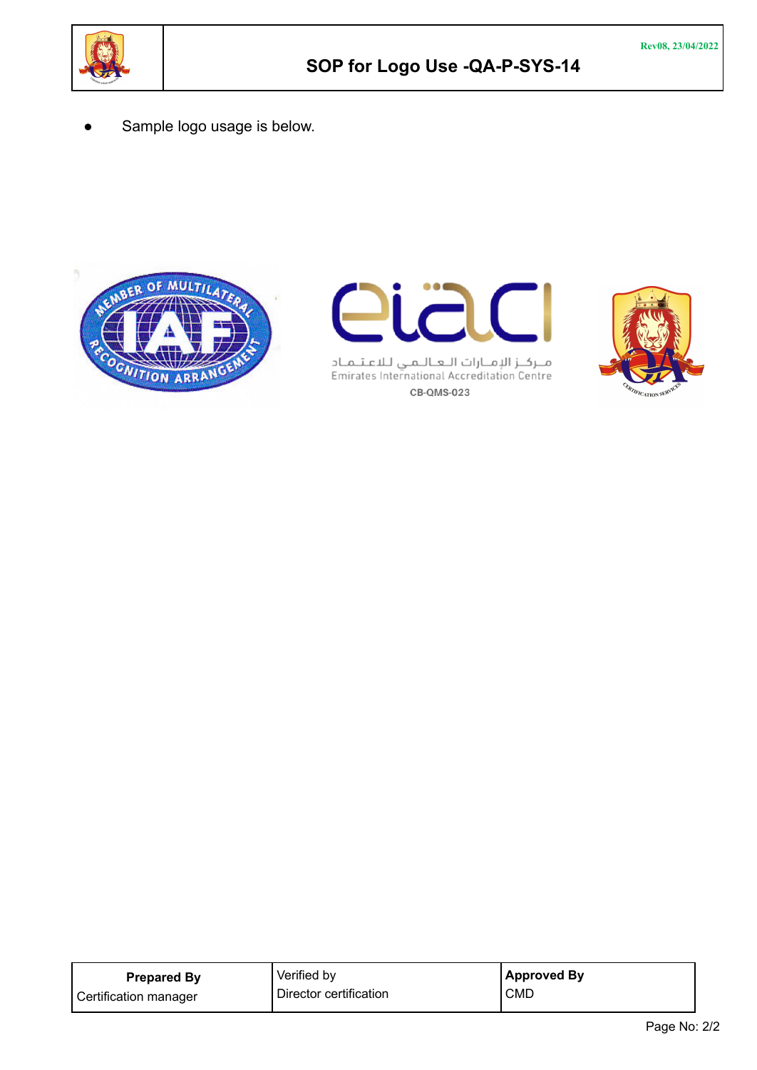- Sample logo usage is below.

CB-QMS-023

| Prepared By | Verified by | Approved By |
| --- | --- | --- |
| Certification manager | Director certification | CMD |